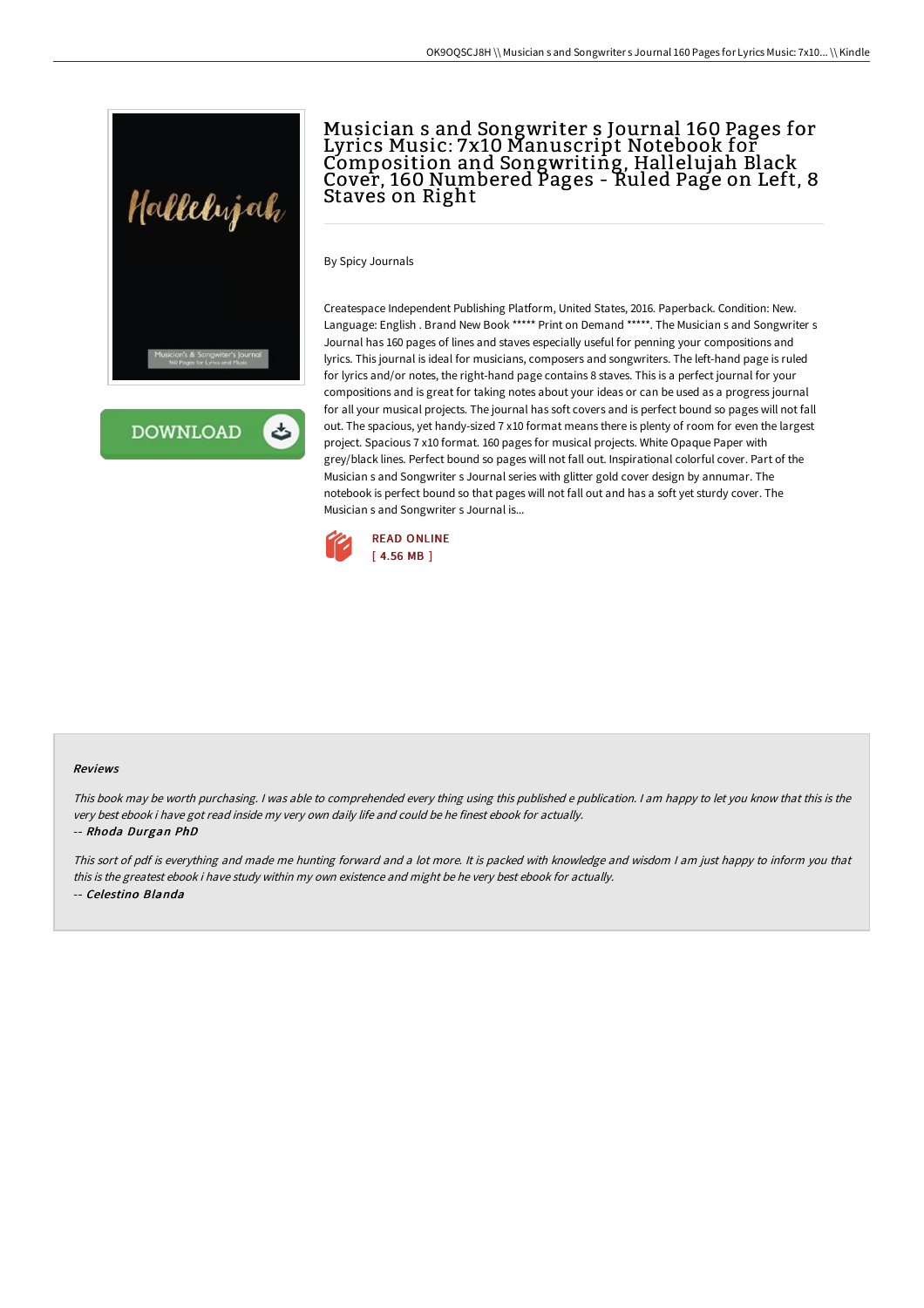# Musician s and Songwriter s Journal 160 Pages for Lyrics Music: 7x10 Manuscript Notebook for Composition and Songwriting, Hallelujah Black Cover, 160 Numbered Pages - Ruled Page on Left, 8 Staves on Right

By Spicy Journals

Createspace Independent Publishing Platform, United States, 2016. Paperback. Condition: New. Language: English . Brand New Book ***** Print on Demand *****. The Musician s and Songwriter s Journal has 160 pages of lines and staves especially useful for penning your compositions and lyrics. This journal is ideal for musicians, composers and songwriters. The left-hand page is ruled for lyrics and/or notes, the right-hand page contains 8 staves. This is a perfect journal for your compositions and is great for taking notes about your ideas or can be used as a progress journal for all your musical projects. The journal has soft covers and is perfect bound so pages will not fall out. The spacious, yet handy-sized 7 x10 format means there is plenty of room for even the largest project. Spacious 7 x10 format. 160 pages for musical projects. White Opaque Paper with grey/black lines. Perfect bound so pages will not fall out. Inspirational colorful cover. Part of the Musician s and Songwriter s Journal series with glitter gold cover design by annumar. The notebook is perfect bound so that pages will not fall out and has a soft yet sturdy cover. The Musician s and Songwriter s Journal is...

READ ONLINE
[ 4.56 MB ]

#### Reviews

*This book may be worth purchasing. I was able to comprehended every thing using this published e publication. I am happy to let you know that this is the very best ebook i have got read inside my very own daily life and could be he finest ebook for actually.*

-- ***Rhoda Durgan PhD***

*This sort of pdf is everything and made me hunting forward and a lot more. It is packed with knowledge and wisdom I am just happy to inform you that this is the greatest ebook i have study within my own existence and might be he very best ebook for actually.*

-- ***Celestino Blanda***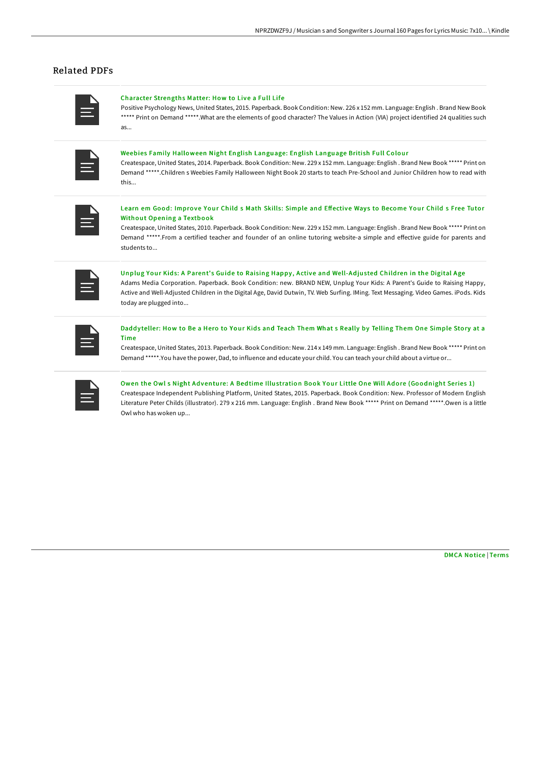## Related PDFs

**Character Strengths Matter: How to Live a Full Life**

Positive Psychology News, United States, 2015. Paperback. Book Condition: New. 226 x 152 mm. Language: English . Brand New Book ***** Print on Demand *****.What are the elements of good character? The Values in Action (VIA) project identified 24 qualities such as...

**Weebies Family Halloween Night English Language: English Language British Full Colour**

Createspace, United States, 2014. Paperback. Book Condition: New. 229 x 152 mm. Language: English . Brand New Book ***** Print on Demand *****.Children s Weebies Family Halloween Night Book 20 starts to teach Pre-School and Junior Children how to read with this...

**Learn em Good: Improve Your Child s Math Skills: Simple and Effective Ways to Become Your Child s Free Tutor Without Opening a Textbook**

Createspace, United States, 2010. Paperback. Book Condition: New. 229 x 152 mm. Language: English . Brand New Book ***** Print on Demand *****.From a certified teacher and founder of an online tutoring website-a simple and effective guide for parents and students to...

**Unplug Your Kids: A Parent's Guide to Raising Happy, Active and Well-Adjusted Children in the Digital Age**

Adams Media Corporation. Paperback. Book Condition: new. BRAND NEW, Unplug Your Kids: A Parent's Guide to Raising Happy, Active and Well-Adjusted Children in the Digital Age, David Dutwin, TV. Web Surfing. IMing. Text Messaging. Video Games. iPods. Kids today are plugged into...

**Daddyteller: How to Be a Hero to Your Kids and Teach Them What s Really by Telling Them One Simple Story at a Time**

Createspace, United States, 2013. Paperback. Book Condition: New. 214 x 149 mm. Language: English . Brand New Book ***** Print on Demand *****.You have the power, Dad, to influence and educate your child. You can teach your child about a virtue or...

**Owen the Owl s Night Adventure: A Bedtime Illustration Book Your Little One Will Adore (Goodnight Series 1)**

Createspace Independent Publishing Platform, United States, 2015. Paperback. Book Condition: New. Professor of Modern English Literature Peter Childs (illustrator). 279 x 216 mm. Language: English . Brand New Book ***** Print on Demand *****.Owen is a little Owl who has woken up...

DMCA Notice | Terms